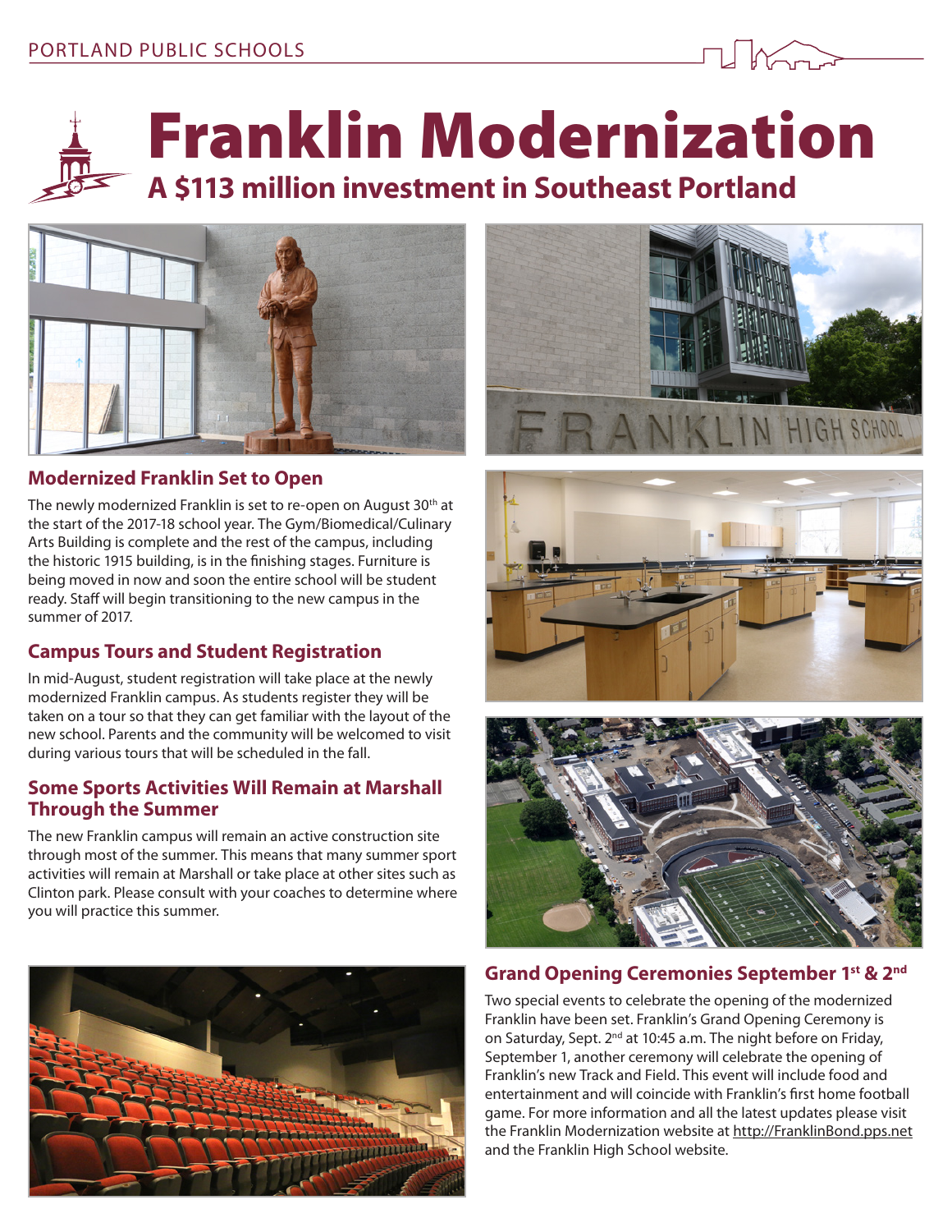PORTLAND PUBLIC SCHOOLS

# Franklin Modernization

## A $113 million investment in Southeast Portland

### Modernized Franklin Set to Open

The newly modernized Franklin is set to re-open on August 30th at the start of the 2017-18 school year. The Gym/Biomedical/Culinary Arts Building is complete and the rest of the campus, including the historic 1915 building, is in the finishing stages. Furniture is being moved in now and soon the entire school will be student ready. Staff will begin transitioning to the new campus in the summer of 2017.

### Campus Tours and Student Registration

In mid-August, student registration will take place at the newly modernized Franklin campus. As students register they will be taken on a tour so that they can get familiar with the layout of the new school. Parents and the community will be welcomed to visit during various tours that will be scheduled in the fall.

### Some Sports Activities Will Remain at Marshall Through the Summer

The new Franklin campus will remain an active construction site through most of the summer. This means that many summer sport activities will remain at Marshall or take place at other sites such as Clinton park. Please consult with your coaches to determine where you will practice this summer.

### Grand Opening Ceremonies September 1st & 2nd

Two special events to celebrate the opening of the modernized Franklin have been set. Franklin's Grand Opening Ceremony is on Saturday, Sept. 2nd at 10:45 a.m. The night before on Friday, September 1, another ceremony will celebrate the opening of Franklin's new Track and Field. This event will include food and entertainment and will coincide with Franklin's first home football game. For more information and all the latest updates please visit the Franklin Modernization website at http://FranklinBond.pps.net and the Franklin High School website.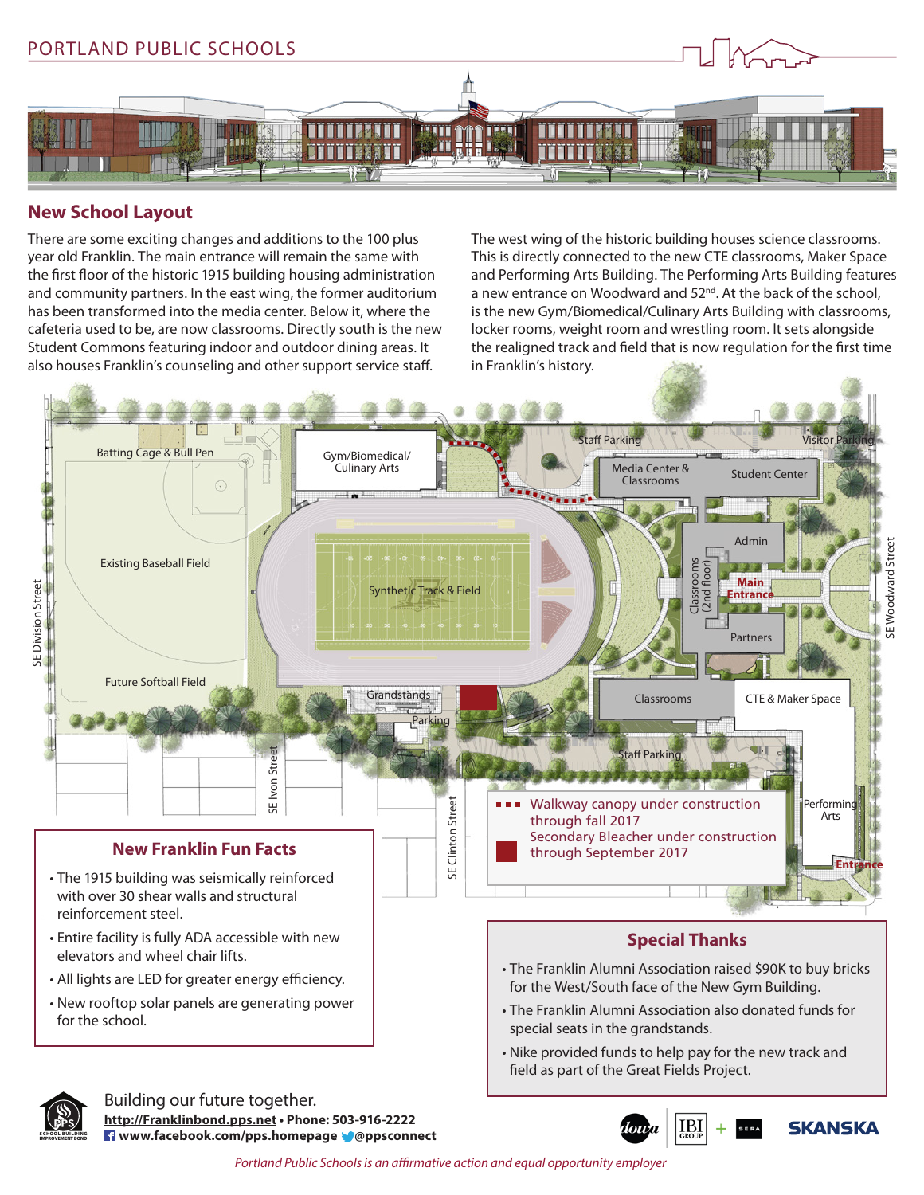PORTLAND PUBLIC SCHOOLS

## New School Layout

There are some exciting changes and additions to the 100 plus year old Franklin. The main entrance will remain the same with the first floor of the historic 1915 building housing administration and community partners. In the east wing, the former auditorium has been transformed into the media center. Below it, where the cafeteria used to be, are now classrooms. Directly south is the new Student Commons featuring indoor and outdoor dining areas. It also houses Franklin's counseling and other support service staff.

The west wing of the historic building houses science classrooms. This is directly connected to the new CTE classrooms, Maker Space and Performing Arts Building. The Performing Arts Building features a new entrance on Woodward and 52nd. At the back of the school, is the new Gym/Biomedical/Culinary Arts Building with classrooms, locker rooms, weight room and wrestling room. It sets alongside the realigned track and field that is now regulation for the first time in Franklin's history.

Batting Cage & Bull Pen
Gym/Biomedical/ Culinary Arts
Staff Parking
Visitor Parking
Media Center & Classrooms
Student Center
Existing Baseball Field
Admin
Synthetic Track & Field
Classrooms (2nd floor)
Main Entrance
Partners
SE Division Street
SE Woodward Street
Future Softball Field
Grandstands
Parking
Classrooms
CTE & Maker Space
Staff Parking
SE Ivon Street
SE Clinton Street
Performing Arts
Entrance

Walkway canopy under construction through fall 2017
Secondary Bleacher under construction through September 2017

### New Franklin Fun Facts

- The 1915 building was seismically reinforced with over 30 shear walls and structural reinforcement steel.
- Entire facility is fully ADA accessible with new elevators and wheel chair lifts.
- All lights are LED for greater energy efficiency.
- New rooftop solar panels are generating power for the school.

### Special Thanks

- The Franklin Alumni Association raised $90K to buy bricks for the West/South face of the New Gym Building.
- The Franklin Alumni Association also donated funds for special seats in the grandstands.
- Nike provided funds to help pay for the new track and field as part of the Great Fields Project.

Building our future together.

**http://Franklinbond.pps.net • Phone: 503-916-2222**

**www.facebook.com/pps.homepage @ppsconnect**

*Portland Public Schools is an affirmative action and equal opportunity employer*